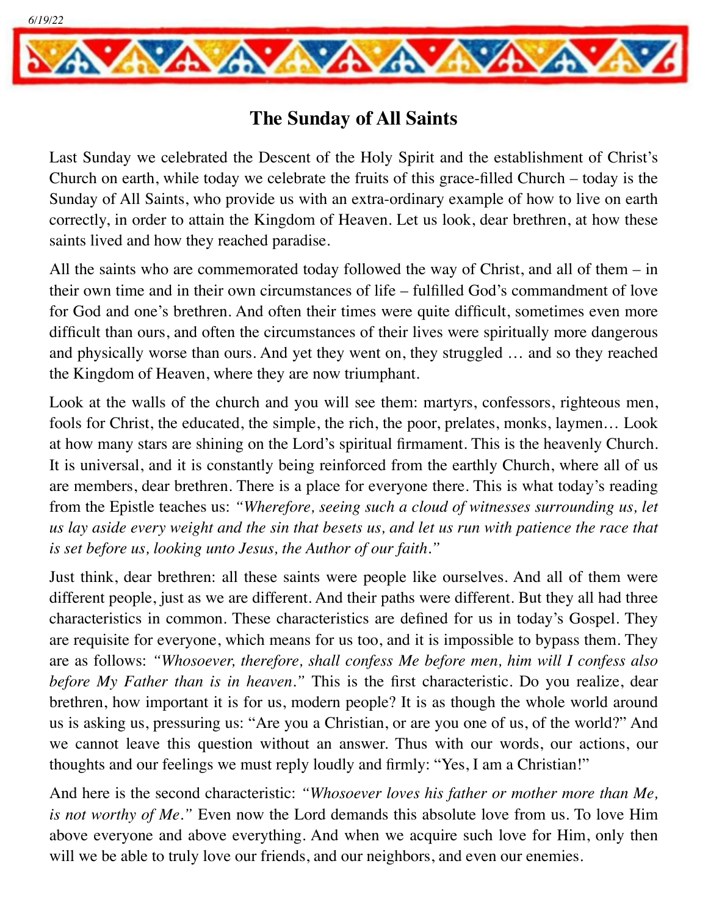6/19/22

# The Sunday of All Saints

Last Sunday we celebrated the Descent of the Holy Spirit and the establishment of Christ's Church on earth, while today we celebrate the fruits of this grace-filled Church – today is the Sunday of All Saints, who provide us with an extra-ordinary example of how to live on earth correctly, in order to attain the Kingdom of Heaven. Let us look, dear brethren, at how these saints lived and how they reached paradise.

All the saints who are commemorated today followed the way of Christ, and all of them – in their own time and in their own circumstances of life – fulfilled God's commandment of love for God and one's brethren. And often their times were quite difficult, sometimes even more difficult than ours, and often the circumstances of their lives were spiritually more dangerous and physically worse than ours. And yet they went on, they struggled … and so they reached the Kingdom of Heaven, where they are now triumphant.

Look at the walls of the church and you will see them: martyrs, confessors, righteous men, fools for Christ, the educated, the simple, the rich, the poor, prelates, monks, laymen… Look at how many stars are shining on the Lord's spiritual firmament. This is the heavenly Church. It is universal, and it is constantly being reinforced from the earthly Church, where all of us are members, dear brethren. There is a place for everyone there. This is what today's reading from the Epistle teaches us: *"Wherefore, seeing such a cloud of witnesses surrounding us, let us lay aside every weight and the sin that besets us, and let us run with patience the race that is set before us, looking unto Jesus, the Author of our faith."*

Just think, dear brethren: all these saints were people like ourselves. And all of them were different people, just as we are different. And their paths were different. But they all had three characteristics in common. These characteristics are defined for us in today's Gospel. They are requisite for everyone, which means for us too, and it is impossible to bypass them. They are as follows: *"Whosoever, therefore, shall confess Me before men, him will I confess also before My Father than is in heaven."* This is the first characteristic. Do you realize, dear brethren, how important it is for us, modern people? It is as though the whole world around us is asking us, pressuring us: "Are you a Christian, or are you one of us, of the world?" And we cannot leave this question without an answer. Thus with our words, our actions, our thoughts and our feelings we must reply loudly and firmly: "Yes, I am a Christian!"

And here is the second characteristic: *"Whosoever loves his father or mother more than Me, is not worthy of Me."* Even now the Lord demands this absolute love from us. To love Him above everyone and above everything. And when we acquire such love for Him, only then will we be able to truly love our friends, and our neighbors, and even our enemies.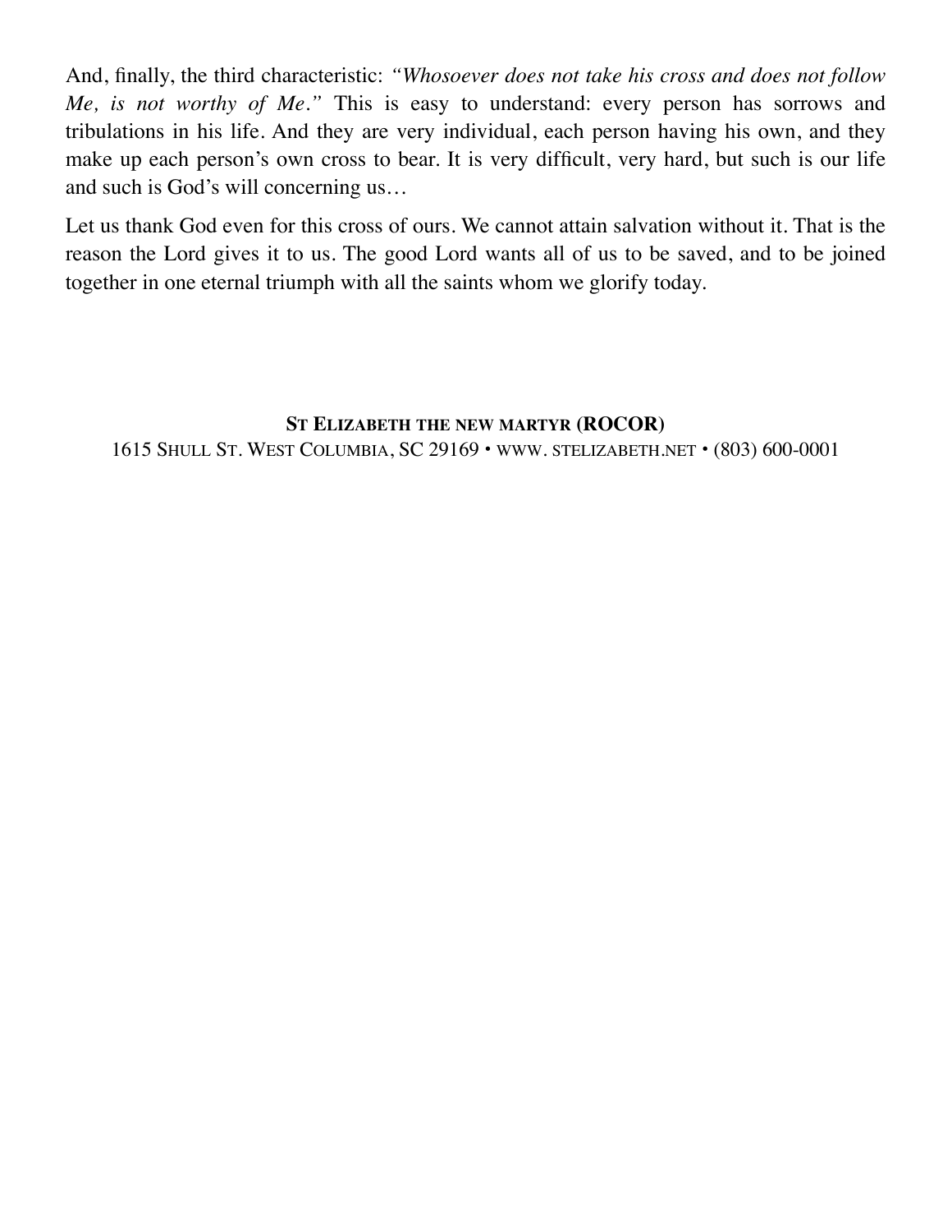And, finally, the third characteristic: *"Whosoever does not take his cross and does not follow Me, is not worthy of Me."* This is easy to understand: every person has sorrows and tribulations in his life. And they are very individual, each person having his own, and they make up each person's own cross to bear. It is very difficult, very hard, but such is our life and such is God's will concerning us…

Let us thank God even for this cross of ours. We cannot attain salvation without it. That is the reason the Lord gives it to us. The good Lord wants all of us to be saved, and to be joined together in one eternal triumph with all the saints whom we glorify today.

**St Elizabeth the new martyr (ROCOR)**
1615 Shull St. West Columbia, SC 29169 • www. stelizabeth.net • (803) 600-0001